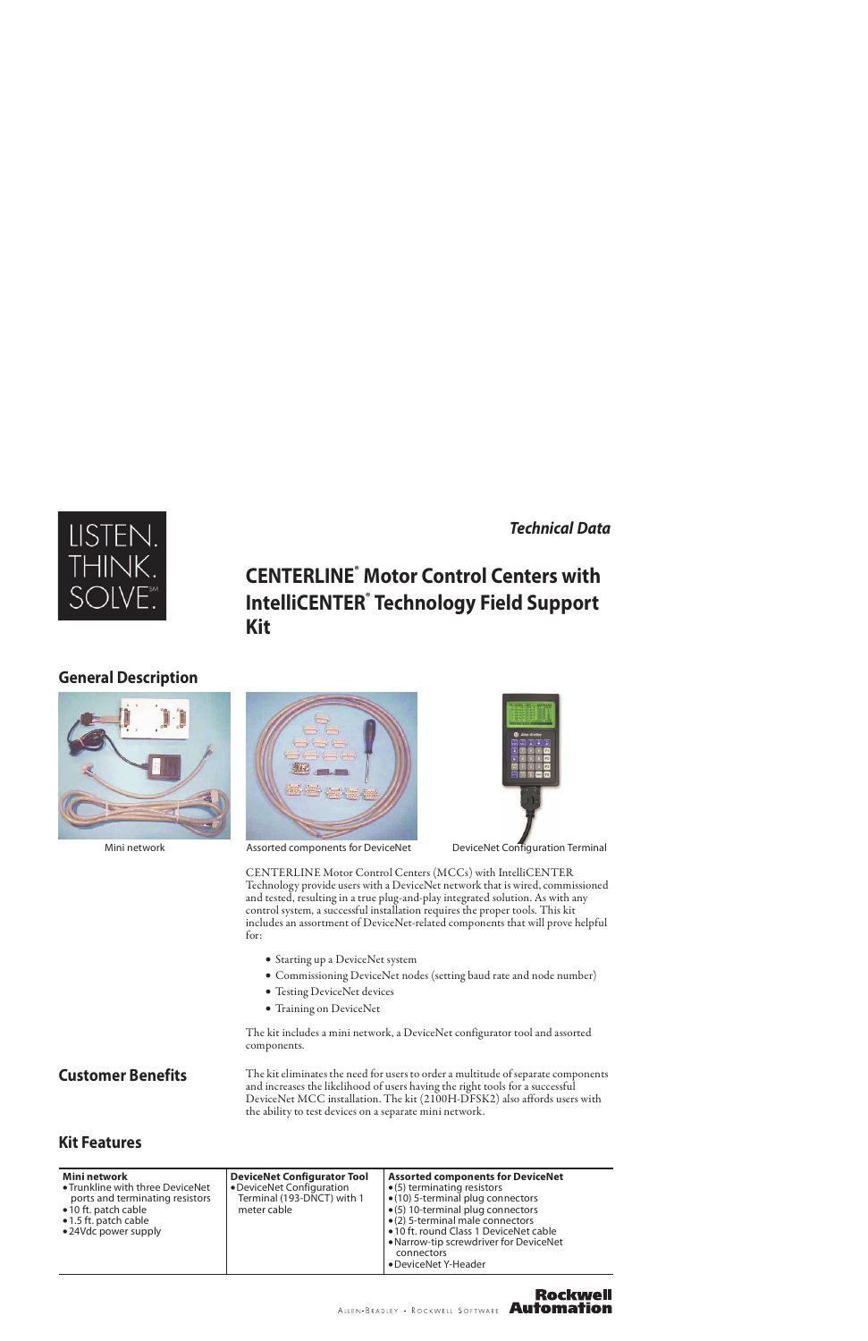LISTEN. THINK. SOLVE.℠

*Technical Data*

# CENTERLINE® Motor Control Centers with IntelliCENTER® Technology Field Support Kit

## General Description

Mini network

Assorted components for DeviceNet

DeviceNet Configuration Terminal

CENTERLINE Motor Control Centers (MCCs) with IntelliCENTER Technology provide users with a DeviceNet network that is wired, commissioned and tested, resulting in a true plug-and-play integrated solution. As with any control system, a successful installation requires the proper tools. This kit includes an assortment of DeviceNet-related components that will prove helpful for:

- Starting up a DeviceNet system
- Commissioning DeviceNet nodes (setting baud rate and node number)
- Testing DeviceNet devices
- Training on DeviceNet

The kit includes a mini network, a DeviceNet configurator tool and assorted components.

## Customer Benefits

The kit eliminates the need for users to order a multitude of separate components and increases the likelihood of users having the right tools for a successful DeviceNet MCC installation. The kit (2100H-DFSK2) also affords users with the ability to test devices on a separate mini network.

## Kit Features

| Mini network | DeviceNet Configurator Tool | Assorted components for DeviceNet |
|---|---|---|
| • Trunkline with three DeviceNet ports and terminating resistors<br>• 10 ft. patch cable<br>• 1.5 ft. patch cable<br>• 24Vdc power supply | • DeviceNet Configuration Terminal (193-DNCT) with 1 meter cable | • (5) terminating resistors<br>• (10) 5-terminal plug connectors<br>• (5) 10-terminal plug connectors<br>• (2) 5-terminal male connectors<br>• 10 ft. round Class 1 DeviceNet cable<br>• Narrow-tip screwdriver for DeviceNet connectors<br>• DeviceNet Y-Header |

Allen-Bradley • Rockwell Software **Rockwell Automation**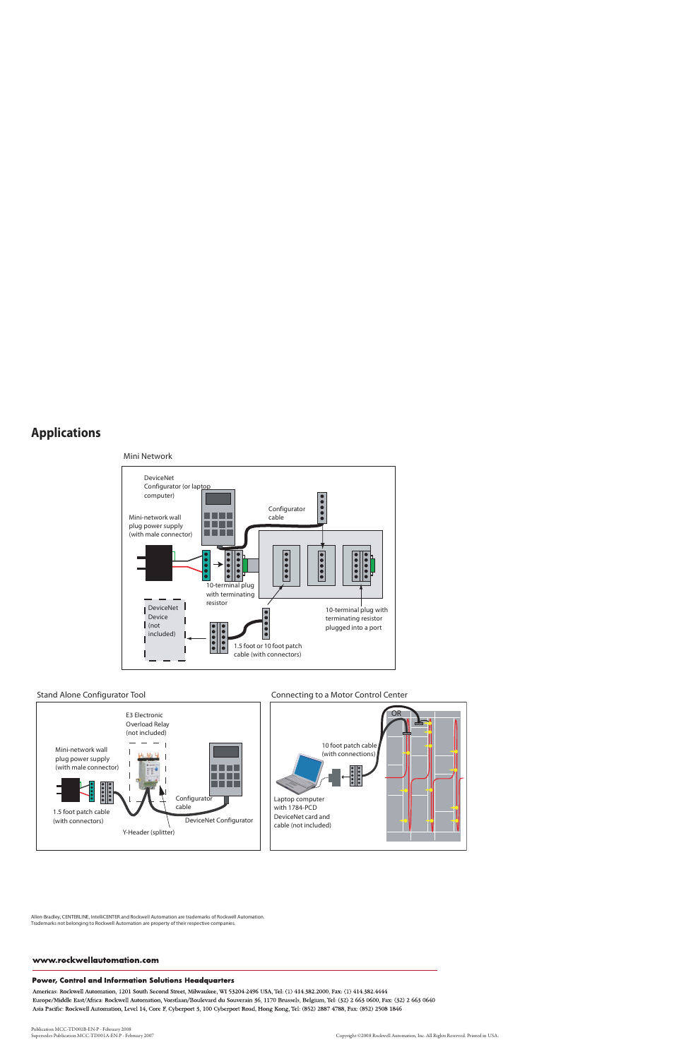## Applications

Mini Network

DeviceNet Configurator (or laptop computer)

Mini-network wall plug power supply (with male connector)

Configurator cable

10-terminal plug with terminating resistor

DeviceNet Device (not included)

1.5 foot or 10 foot patch cable (with connectors)

10-terminal plug with terminating resistor plugged into a port

Stand Alone Configurator Tool

E3 Electronic Overload Relay (not included)

Mini-network wall plug power supply (with male connector)

1.5 foot patch cable (with connectors)

Configurator cable

DeviceNet Configurator

Y-Header (splitter)

Connecting to a Motor Control Center

OR

10 foot patch cable (with connections)

Laptop computer with 1784-PCD DeviceNet card and cable (not included)

Allen-Bradley, CENTERLINE, IntelliCENTER and Rockwell Automation are trademarks of Rockwell Automation.
Trademarks not belonging to Rockwell Automation are property of their respective companies.

**www.rockwellautomation.com**

**Power, Control and Information Solutions Headquarters**

Americas: Rockwell Automation, 1201 South Second Street, Milwaukee, WI 53204-2496 USA, Tel: (1) 414.382.2000, Fax: (1) 414.382.4444
Europe/Middle East/Africa: Rockwell Automation, Vorstlaan/Boulevard du Souverain 36, 1170 Brussels, Belgium, Tel: (32) 2 663 0600, Fax: (32) 2 663 0640
Asia Pacific: Rockwell Automation, Level 14, Core F, Cyberport 3, 100 Cyberport Road, Hong Kong, Tel: (852) 2887 4788, Fax: (852) 2508 1846

Publication MCC-TD001B-EN-P - February 2008
Supersedes Publication MCC-TD001A-EN-P - February 2007

Copyright ©2008 Rockwell Automation, Inc. All Rights Reserved. Printed in USA.